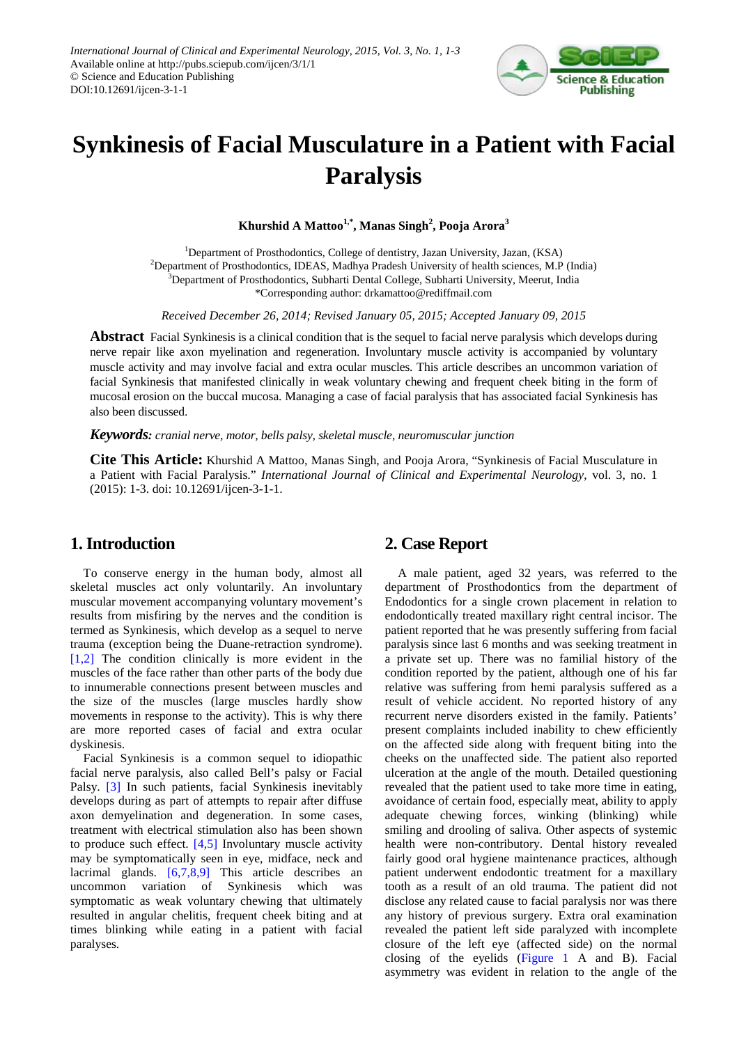# Synkinesis of Facial Musculature in a Patient with Facial Paralysis

**Khurshid A Mattoo[1,*], Manas Singh[2], Pooja Arora[3]**

[1]Department of Prosthodontics, College of dentistry, Jazan University, Jazan, (KSA)
[2]Department of Prosthodontics, IDEAS, Madhya Pradesh University of health sciences, M.P (India)
[3]Department of Prosthodontics, Subharti Dental College, Subharti University, Meerut, India
*Corresponding author: drkamattoo@rediffmail.com

*Received December 26, 2014; Revised January 05, 2015; Accepted January 09, 2015*

**Abstract** Facial Synkinesis is a clinical condition that is the sequel to facial nerve paralysis which develops during nerve repair like axon myelination and regeneration. Involuntary muscle activity is accompanied by voluntary muscle activity and may involve facial and extra ocular muscles. This article describes an uncommon variation of facial Synkinesis that manifested clinically in weak voluntary chewing and frequent cheek biting in the form of mucosal erosion on the buccal mucosa. Managing a case of facial paralysis that has associated facial Synkinesis has also been discussed.

***Keywords:*** *cranial nerve, motor, bells palsy, skeletal muscle, neuromuscular junction*

**Cite This Article:** Khurshid A Mattoo, Manas Singh, and Pooja Arora, "Synkinesis of Facial Musculature in a Patient with Facial Paralysis." *International Journal of Clinical and Experimental Neurology*, vol. 3, no. 1 (2015): 1-3. doi: 10.12691/ijcen-3-1-1.

## 1. Introduction

To conserve energy in the human body, almost all skeletal muscles act only voluntarily. An involuntary muscular movement accompanying voluntary movement's results from misfiring by the nerves and the condition is termed as Synkinesis, which develop as a sequel to nerve trauma (exception being the Duane-retraction syndrome). [1,2] The condition clinically is more evident in the muscles of the face rather than other parts of the body due to innumerable connections present between muscles and the size of the muscles (large muscles hardly show movements in response to the activity). This is why there are more reported cases of facial and extra ocular dyskinesis.

Facial Synkinesis is a common sequel to idiopathic facial nerve paralysis, also called Bell's palsy or Facial Palsy. [3] In such patients, facial Synkinesis inevitably develops during as part of attempts to repair after diffuse axon demyelination and degeneration. In some cases, treatment with electrical stimulation also has been shown to produce such effect. [4,5] Involuntary muscle activity may be symptomatically seen in eye, midface, neck and lacrimal glands. [6,7,8,9] This article describes an uncommon variation of Synkinesis which was symptomatic as weak voluntary chewing that ultimately resulted in angular chelitis, frequent cheek biting and at times blinking while eating in a patient with facial paralyses.

## 2. Case Report

A male patient, aged 32 years, was referred to the department of Prosthodontics from the department of Endodontics for a single crown placement in relation to endodontically treated maxillary right central incisor. The patient reported that he was presently suffering from facial paralysis since last 6 months and was seeking treatment in a private set up. There was no familial history of the condition reported by the patient, although one of his far relative was suffering from hemi paralysis suffered as a result of vehicle accident. No reported history of any recurrent nerve disorders existed in the family. Patients' present complaints included inability to chew efficiently on the affected side along with frequent biting into the cheeks on the unaffected side. The patient also reported ulceration at the angle of the mouth. Detailed questioning revealed that the patient used to take more time in eating, avoidance of certain food, especially meat, ability to apply adequate chewing forces, winking (blinking) while smiling and drooling of saliva. Other aspects of systemic health were non-contributory. Dental history revealed fairly good oral hygiene maintenance practices, although patient underwent endodontic treatment for a maxillary tooth as a result of an old trauma. The patient did not disclose any related cause to facial paralysis nor was there any history of previous surgery. Extra oral examination revealed the patient left side paralyzed with incomplete closure of the left eye (affected side) on the normal closing of the eyelids (Figure 1 A and B). Facial asymmetry was evident in relation to the angle of the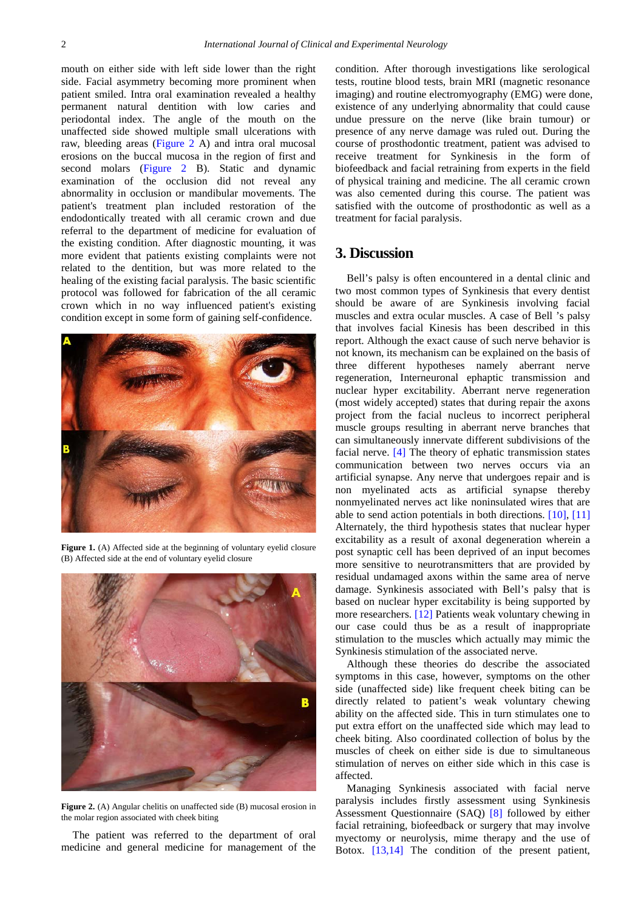mouth on either side with left side lower than the right side. Facial asymmetry becoming more prominent when patient smiled. Intra oral examination revealed a healthy permanent natural dentition with low caries and periodontal index. The angle of the mouth on the unaffected side showed multiple small ulcerations with raw, bleeding areas (Figure 2 A) and intra oral mucosal erosions on the buccal mucosa in the region of first and second molars (Figure 2 B). Static and dynamic examination of the occlusion did not reveal any abnormality in occlusion or mandibular movements. The patient's treatment plan included restoration of the endodontically treated with all ceramic crown and due referral to the department of medicine for evaluation of the existing condition. After diagnostic mounting, it was more evident that patients existing complaints were not related to the dentition, but was more related to the healing of the existing facial paralysis. The basic scientific protocol was followed for fabrication of the all ceramic crown which in no way influenced patient's existing condition except in some form of gaining self-confidence.

**Figure 1.** (A) Affected side at the beginning of voluntary eyelid closure (B) Affected side at the end of voluntary eyelid closure

**Figure 2.** (A) Angular chelitis on unaffected side (B) mucosal erosion in the molar region associated with cheek biting

The patient was referred to the department of oral medicine and general medicine for management of the condition. After thorough investigations like serological tests, routine blood tests, brain MRI (magnetic resonance imaging) and routine electromyography (EMG) were done, existence of any underlying abnormality that could cause undue pressure on the nerve (like brain tumour) or presence of any nerve damage was ruled out. During the course of prosthodontic treatment, patient was advised to receive treatment for Synkinesis in the form of biofeedback and facial retraining from experts in the field of physical training and medicine. The all ceramic crown was also cemented during this course. The patient was satisfied with the outcome of prosthodontic as well as a treatment for facial paralysis.

## 3. Discussion

Bell's palsy is often encountered in a dental clinic and two most common types of Synkinesis that every dentist should be aware of are Synkinesis involving facial muscles and extra ocular muscles. A case of Bell 's palsy that involves facial Kinesis has been described in this report. Although the exact cause of such nerve behavior is not known, its mechanism can be explained on the basis of three different hypotheses namely aberrant nerve regeneration, Interneuronal ephaptic transmission and nuclear hyper excitability. Aberrant nerve regeneration (most widely accepted) states that during repair the axons project from the facial nucleus to incorrect peripheral muscle groups resulting in aberrant nerve branches that can simultaneously innervate different subdivisions of the facial nerve. [4] The theory of ephatic transmission states communication between two nerves occurs via an artificial synapse. Any nerve that undergoes repair and is non myelinated acts as artificial synapse thereby nonmyelinated nerves act like noninsulated wires that are able to send action potentials in both directions. [10], [11] Alternately, the third hypothesis states that nuclear hyper excitability as a result of axonal degeneration wherein a post synaptic cell has been deprived of an input becomes more sensitive to neurotransmitters that are provided by residual undamaged axons within the same area of nerve damage. Synkinesis associated with Bell's palsy that is based on nuclear hyper excitability is being supported by more researchers. [12] Patients weak voluntary chewing in our case could thus be as a result of inappropriate stimulation to the muscles which actually may mimic the Synkinesis stimulation of the associated nerve.

Although these theories do describe the associated symptoms in this case, however, symptoms on the other side (unaffected side) like frequent cheek biting can be directly related to patient's weak voluntary chewing ability on the affected side. This in turn stimulates one to put extra effort on the unaffected side which may lead to cheek biting. Also coordinated collection of bolus by the muscles of cheek on either side is due to simultaneous stimulation of nerves on either side which in this case is affected.

Managing Synkinesis associated with facial nerve paralysis includes firstly assessment using Synkinesis Assessment Questionnaire (SAQ) [8] followed by either facial retraining, biofeedback or surgery that may involve myectomy or neurolysis, mime therapy and the use of Botox. [13,14] The condition of the present patient,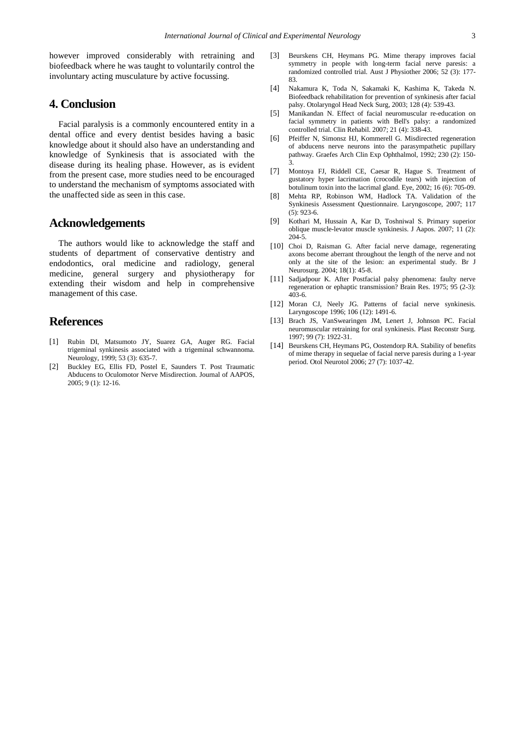however improved considerably with retraining and biofeedback where he was taught to voluntarily control the involuntary acting musculature by active focussing.

## 4. Conclusion

Facial paralysis is a commonly encountered entity in a dental office and every dentist besides having a basic knowledge about it should also have an understanding and knowledge of Synkinesis that is associated with the disease during its healing phase. However, as is evident from the present case, more studies need to be encouraged to understand the mechanism of symptoms associated with the unaffected side as seen in this case.

## Acknowledgements

The authors would like to acknowledge the staff and students of department of conservative dentistry and endodontics, oral medicine and radiology, general medicine, general surgery and physiotherapy for extending their wisdom and help in comprehensive management of this case.

## References

[1] Rubin DI, Matsumoto JY, Suarez GA, Auger RG. Facial trigeminal synkinesis associated with a trigeminal schwannoma. Neurology, 1999; 53 (3): 635-7.

[2] Buckley EG, Ellis FD, Postel E, Saunders T. Post Traumatic Abducens to Oculomotor Nerve Misdirection. Journal of AAPOS, 2005; 9 (1): 12-16.

[3] Beurskens CH, Heymans PG. Mime therapy improves facial symmetry in people with long-term facial nerve paresis: a randomized controlled trial. Aust J Physiother 2006; 52 (3): 177-83.

[4] Nakamura K, Toda N, Sakamaki K, Kashima K, Takeda N. Biofeedback rehabilitation for prevention of synkinesis after facial palsy. Otolaryngol Head Neck Surg, 2003; 128 (4): 539-43.

[5] Manikandan N. Effect of facial neuromuscular re-education on facial symmetry in patients with Bell's palsy: a randomized controlled trial. Clin Rehabil. 2007; 21 (4): 338-43.

[6] Pfeiffer N, Simonsz HJ, Kommerell G. Misdirected regeneration of abducens nerve neurons into the parasympathetic pupillary pathway. Graefes Arch Clin Exp Ophthalmol, 1992; 230 (2): 150-3.

[7] Montoya FJ, Riddell CE, Caesar R, Hague S. Treatment of gustatory hyper lacrimation (crocodile tears) with injection of botulinum toxin into the lacrimal gland. Eye, 2002; 16 (6): 705-09.

[8] Mehta RP, Robinson WM, Hadlock TA. Validation of the Synkinesis Assessment Questionnaire. Laryngoscope, 2007; 117 (5): 923-6.

[9] Kothari M, Hussain A, Kar D, Toshniwal S. Primary superior oblique muscle-levator muscle synkinesis. J Aapos. 2007; 11 (2): 204-5.

[10] Choi D, Raisman G. After facial nerve damage, regenerating axons become aberrant throughout the length of the nerve and not only at the site of the lesion: an experimental study. Br J Neurosurg. 2004; 18(1): 45-8.

[11] Sadjadpour K. After Postfacial palsy phenomena: faulty nerve regeneration or ephaptic transmission? Brain Res. 1975; 95 (2-3): 403-6.

[12] Moran CJ, Neely JG. Patterns of facial nerve synkinesis. Laryngoscope 1996; 106 (12): 1491-6.

[13] Brach JS, VanSwearingen JM, Lenert J, Johnson PC. Facial neuromuscular retraining for oral synkinesis. Plast Reconstr Surg. 1997; 99 (7): 1922-31.

[14] Beurskens CH, Heymans PG, Oostendorp RA. Stability of benefits of mime therapy in sequelae of facial nerve paresis during a 1-year period. Otol Neurotol 2006; 27 (7): 1037-42.